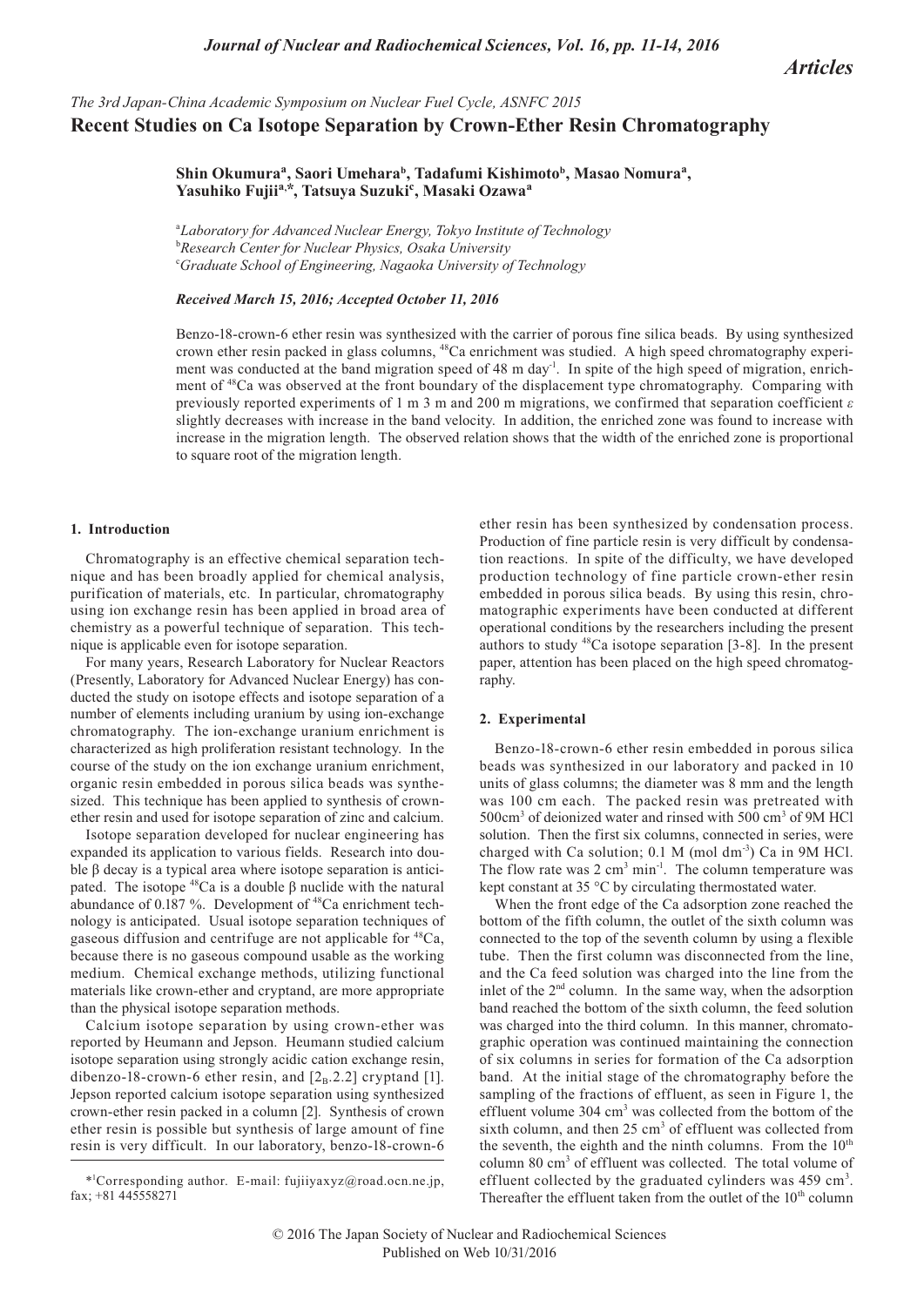*Articles*

*The 3rd Japan-China Academic Symposium on Nuclear Fuel Cycle, ASNFC 2015*

# Recent Studies on Ca Isotope Separation by Crown-Ether Resin Chromatography

**Shin Okumura[a], Saori Umehara[b], Tadafumi Kishimoto[b], Masao Nomura[a], Yasuhiko Fujii[a,*], Tatsuya Suzuki[c], Masaki Ozawa[a]**

[a] *Laboratory for Advanced Nuclear Energy, Tokyo Institute of Technology*
[b] *Research Center for Nuclear Physics, Osaka University*
[c] *Graduate School of Engineering, Nagaoka University of Technology*

***Received March 15, 2016; Accepted October 11, 2016***

Benzo-18-crown-6 ether resin was synthesized with the carrier of porous fine silica beads. By using synthesized crown ether resin packed in glass columns, $^{48}$Ca enrichment was studied. A high speed chromatography experiment was conducted at the band migration speed of 48 m day$^{-1}$. In spite of the high speed of migration, enrichment of $^{48}$Ca was observed at the front boundary of the displacement type chromatography. Comparing with previously reported experiments of 1 m 3 m and 200 m migrations, we confirmed that separation coefficient $\varepsilon$ slightly decreases with increase in the band velocity. In addition, the enriched zone was found to increase with increase in the migration length. The observed relation shows that the width of the enriched zone is proportional to square root of the migration length.

## 1. Introduction

Chromatography is an effective chemical separation technique and has been broadly applied for chemical analysis, purification of materials, etc. In particular, chromatography using ion exchange resin has been applied in broad area of chemistry as a powerful technique of separation. This technique is applicable even for isotope separation.

For many years, Research Laboratory for Nuclear Reactors (Presently, Laboratory for Advanced Nuclear Energy) has conducted the study on isotope effects and isotope separation of a number of elements including uranium by using ion-exchange chromatography. The ion-exchange uranium enrichment is characterized as high proliferation resistant technology. In the course of the study on the ion exchange uranium enrichment, organic resin embedded in porous silica beads was synthesized. This technique has been applied to synthesis of crown-ether resin and used for isotope separation of zinc and calcium.

Isotope separation developed for nuclear engineering has expanded its application to various fields. Research into double β decay is a typical area where isotope separation is anticipated. The isotope $^{48}$Ca is a double β nuclide with the natural abundance of 0.187 %. Development of $^{48}$Ca enrichment technology is anticipated. Usual isotope separation techniques of gaseous diffusion and centrifuge are not applicable for $^{48}$Ca, because there is no gaseous compound usable as the working medium. Chemical exchange methods, utilizing functional materials like crown-ether and cryptand, are more appropriate than the physical isotope separation methods.

Calcium isotope separation by using crown-ether was reported by Heumann and Jepson. Heumann studied calcium isotope separation using strongly acidic cation exchange resin, dibenzo-18-crown-6 ether resin, and [$2_B$.2.2] cryptand [1]. Jepson reported calcium isotope separation using synthesized crown-ether resin packed in a column [2]. Synthesis of crown ether resin is possible but synthesis of large amount of fine resin is very difficult. In our laboratory, benzo-18-crown-6 ether resin has been synthesized by condensation process. Production of fine particle resin is very difficult by condensation reactions. In spite of the difficulty, we have developed production technology of fine particle crown-ether resin embedded in porous silica beads. By using this resin, chromatographic experiments have been conducted at different operational conditions by the researchers including the present authors to study $^{48}$Ca isotope separation [3-8]. In the present paper, attention has been placed on the high speed chromatography.

## 2. Experimental

Benzo-18-crown-6 ether resin embedded in porous silica beads was synthesized in our laboratory and packed in 10 units of glass columns; the diameter was 8 mm and the length was 100 cm each. The packed resin was pretreated with 500cm$^3$ of deionized water and rinsed with 500 cm$^3$ of 9M HCl solution. Then the first six columns, connected in series, were charged with Ca solution; 0.1 M (mol dm$^{-3}$) Ca in 9M HCl. The flow rate was 2 cm$^3$ min$^{-1}$. The column temperature was kept constant at 35 °C by circulating thermostated water.

When the front edge of the Ca adsorption zone reached the bottom of the fifth column, the outlet of the sixth column was connected to the top of the seventh column by using a flexible tube. Then the first column was disconnected from the line, and the Ca feed solution was charged into the line from the inlet of the 2$^{nd}$ column. In the same way, when the adsorption band reached the bottom of the sixth column, the feed solution was charged into the third column. In this manner, chromatographic operation was continued maintaining the connection of six columns in series for formation of the Ca adsorption band. At the initial stage of the chromatography before the sampling of the fractions of effluent, as seen in Figure 1, the effluent volume 304 cm$^3$ was collected from the bottom of the sixth column, and then 25 cm$^3$ of effluent was collected from the seventh, the eighth and the ninth columns. From the 10$^{th}$ column 80 cm$^3$ of effluent was collected. The total volume of effluent collected by the graduated cylinders was 459 cm$^3$. Thereafter the effluent taken from the outlet of the 10$^{th}$ column

*[1]Corresponding author. E-mail: fujiiyaxyz@road.ocn.ne.jp, fax; +81 445558271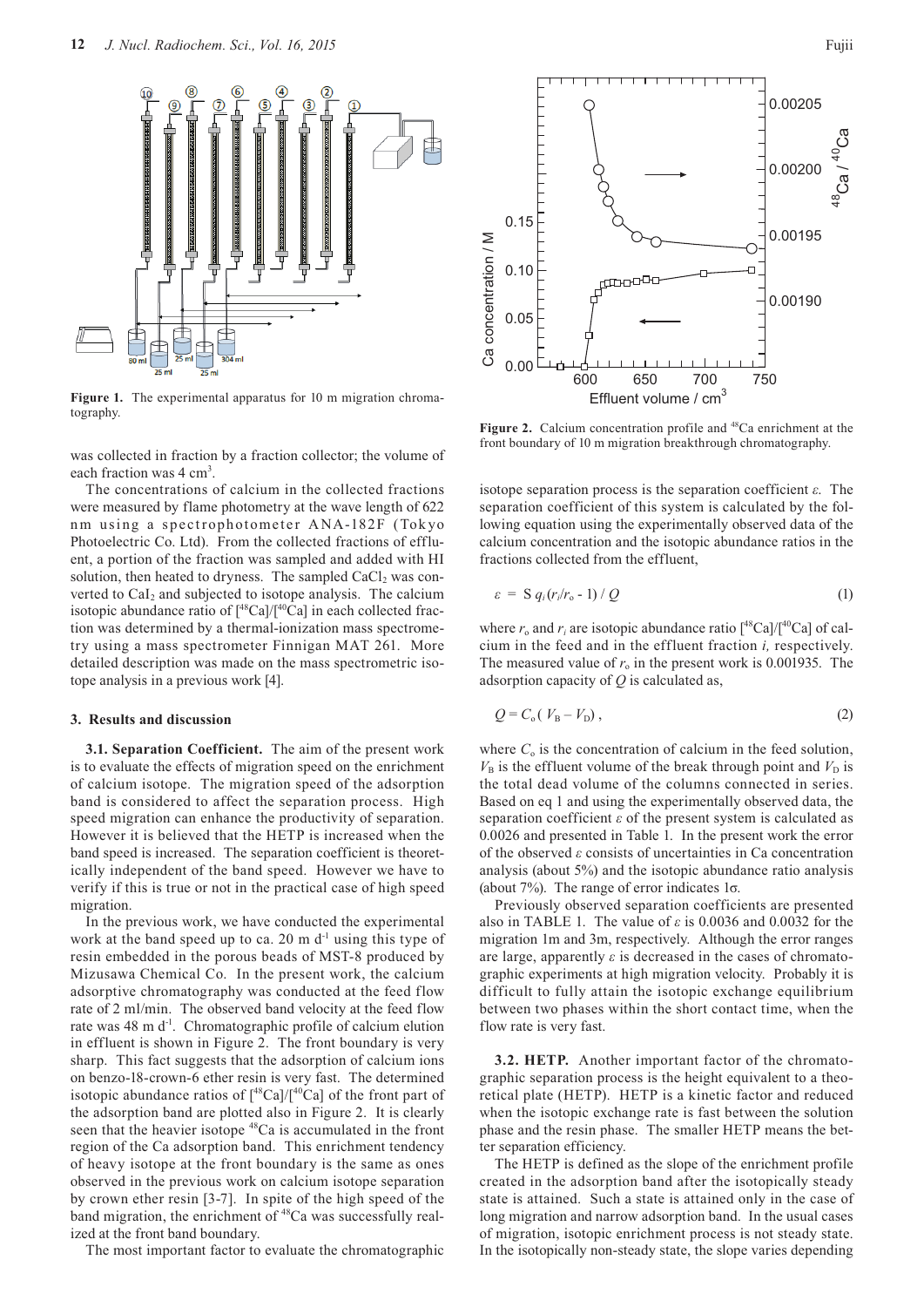Figure 1. The experimental apparatus for 10 m migration chromatography.

was collected in fraction by a fraction collector; the volume of each fraction was 4 cm$^3$.

The concentrations of calcium in the collected fractions were measured by flame photometry at the wave length of 622 nm using a spectrophotometer ANA-182F (Tokyo Photoelectric Co. Ltd). From the collected fractions of effluent, a portion of the fraction was sampled and added with HI solution, then heated to dryness. The sampled $CaCl_2$ was converted to $CaI_2$ and subjected to isotope analysis. The calcium isotopic abundance ratio of [$^{48}$Ca]/[$^{40}$Ca] in each collected fraction was determined by a thermal-ionization mass spectrometry using a mass spectrometer Finnigan MAT 261. More detailed description was made on the mass spectrometric isotope analysis in a previous work [4].

## 3. Results and discussion

**3.1. Separation Coefficient.** The aim of the present work is to evaluate the effects of migration speed on the enrichment of calcium isotope. The migration speed of the adsorption band is considered to affect the separation process. High speed migration can enhance the productivity of separation. However it is believed that the HETP is increased when the band speed is increased. The separation coefficient is theoretically independent of the band speed. However we have to verify if this is true or not in the practical case of high speed migration.

In the previous work, we have conducted the experimental work at the band speed up to ca. 20 m d$^{-1}$ using this type of resin embedded in the porous beads of MST-8 produced by Mizusawa Chemical Co. In the present work, the calcium adsorptive chromatography was conducted at the feed flow rate of 2 ml/min. The observed band velocity at the feed flow rate was 48 m d$^{-1}$. Chromatographic profile of calcium elution in effluent is shown in Figure 2. The front boundary is very sharp. This fact suggests that the adsorption of calcium ions on benzo-18-crown-6 ether resin is very fast. The determined isotopic abundance ratios of [$^{48}$Ca]/[$^{40}$Ca] of the front part of the adsorption band are plotted also in Figure 2. It is clearly seen that the heavier isotope $^{48}$Ca is accumulated in the front region of the Ca adsorption band. This enrichment tendency of heavy isotope at the front boundary is the same as ones observed in the previous work on calcium isotope separation by crown ether resin [3-7]. In spite of the high speed of the band migration, the enrichment of $^{48}$Ca was successfully realized at the front band boundary.

The most important factor to evaluate the chromatographic isotope separation process is the separation coefficient $\varepsilon$. The separation coefficient of this system is calculated by the following equation using the experimentally observed data of the calcium concentration and the isotopic abundance ratios in the fractions collected from the effluent,

$$\varepsilon = \mathrm{S}\, q_i (r_i / r_o - 1) / Q \tag{1}$$

where $r_o$ and $r_i$ are isotopic abundance ratio [$^{48}$Ca]/[$^{40}$Ca] of calcium in the feed and in the effluent fraction $i$, respectively. The measured value of $r_o$ in the present work is 0.001935. The adsorption capacity of $Q$ is calculated as,

$$Q = C_o (V_B - V_D), \tag{2}$$

where $C_o$ is the concentration of calcium in the feed solution, $V_B$ is the effluent volume of the break through point and $V_D$ is the total dead volume of the columns connected in series. Based on eq 1 and using the experimentally observed data, the separation coefficient $\varepsilon$ of the present system is calculated as 0.0026 and presented in Table 1. In the present work the error of the observed $\varepsilon$ consists of uncertainties in Ca concentration analysis (about 5%) and the isotopic abundance ratio analysis (about 7%). The range of error indicates 1σ.

Figure 2. Calcium concentration profile and $^{48}$Ca enrichment at the front boundary of 10 m migration breakthrough chromatography.

Previously observed separation coefficients are presented also in TABLE 1. The value of $\varepsilon$ is 0.0036 and 0.0032 for the migration 1m and 3m, respectively. Although the error ranges are large, apparently $\varepsilon$ is decreased in the cases of chromatographic experiments at high migration velocity. Probably it is difficult to fully attain the isotopic exchange equilibrium between two phases within the short contact time, when the flow rate is very fast.

**3.2. HETP.** Another important factor of the chromatographic separation process is the height equivalent to a theoretical plate (HETP). HETP is a kinetic factor and reduced when the isotopic exchange rate is fast between the solution phase and the resin phase. The smaller HETP means the better separation efficiency.

The HETP is defined as the slope of the enrichment profile created in the adsorption band after the isotopically steady state is attained. Such a state is attained only in the case of long migration and narrow adsorption band. In the usual cases of migration, isotopic enrichment process is not steady state. In the isotopically non-steady state, the slope varies depending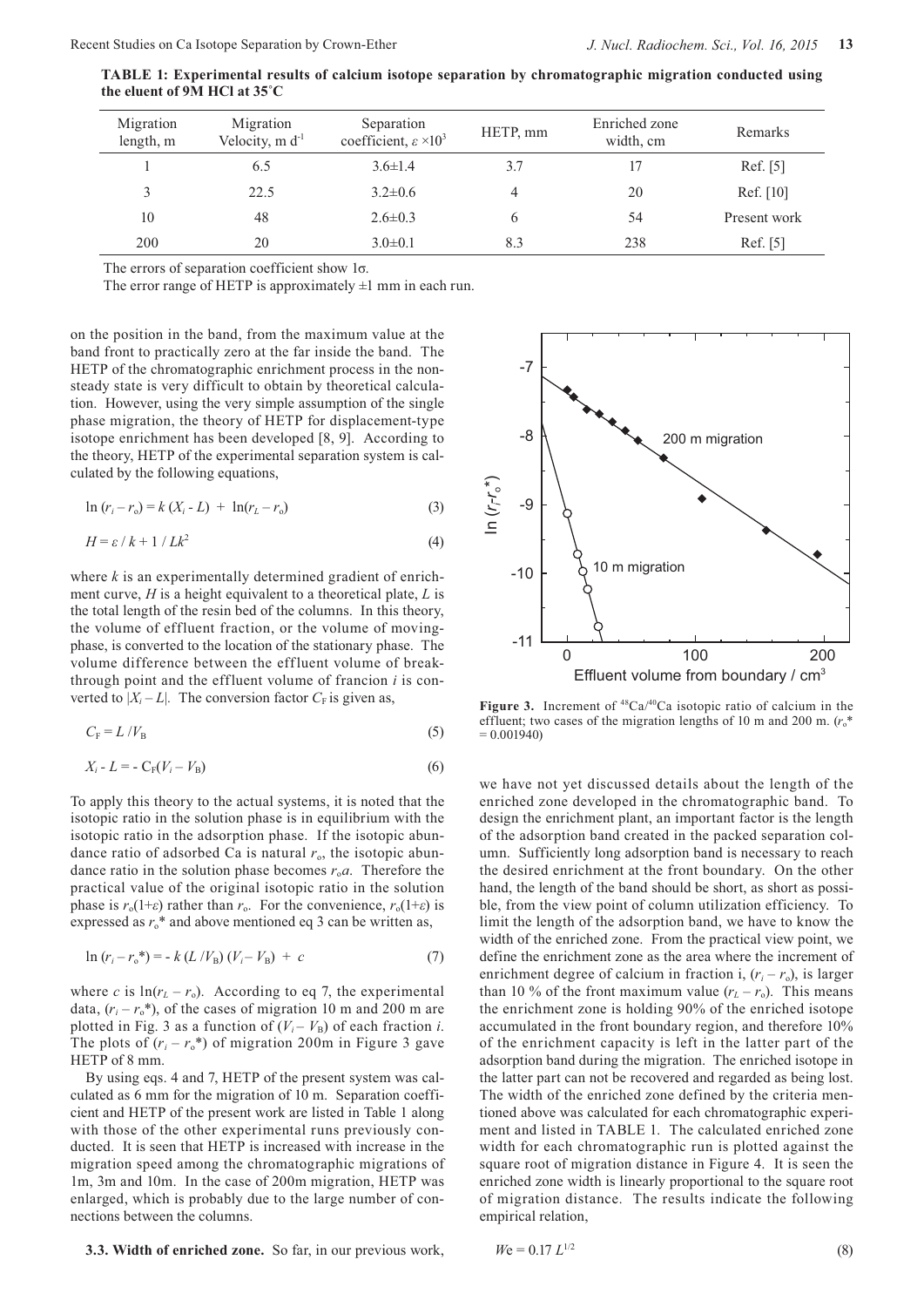**TABLE 1: Experimental results of calcium isotope separation by chromatographic migration conducted using the eluent of 9M HCl at 35˚C**

| Migration length, m | Migration Velocity, m d$^{-1}$ | Separation coefficient, $\varepsilon \times 10^3$ | HETP, mm | Enriched zone width, cm | Remarks |
|---|---|---|---|---|---|
| 1 | 6.5 | 3.6±1.4 | 3.7 | 17 | Ref. [5] |
| 3 | 22.5 | 3.2±0.6 | 4 | 20 | Ref. [10] |
| 10 | 48 | 2.6±0.3 | 6 | 54 | Present work |
| 200 | 20 | 3.0±0.1 | 8.3 | 238 | Ref. [5] |

The errors of separation coefficient show 1σ.

The error range of HETP is approximately ±1 mm in each run.

on the position in the band, from the maximum value at the band front to practically zero at the far inside the band. The HETP of the chromatographic enrichment process in the non-steady state is very difficult to obtain by theoretical calculation. However, using the very simple assumption of the single phase migration, the theory of HETP for displacement-type isotope enrichment has been developed [8, 9]. According to the theory, HETP of the experimental separation system is calculated by the following equations,

$$\ln (r_i - r_o) = k (X_i - L) + \ln(r_L - r_o) \tag{3}$$

$$H = \varepsilon / k + 1 / Lk^2 \tag{4}$$

where $k$ is an experimentally determined gradient of enrichment curve, $H$ is a height equivalent to a theoretical plate, $L$ is the total length of the resin bed of the columns. In this theory, the volume of effluent fraction, or the volume of moving-phase, is converted to the location of the stationary phase. The volume difference between the effluent volume of breakthrough point and the effluent volume of francion $i$ is converted to $|X_i - L|$. The conversion factor $C_F$ is given as,

$$C_F = L / V_B \tag{5}$$

$$X_i - L = - C_F(V_i - V_B) \tag{6}$$

To apply this theory to the actual systems, it is noted that the isotopic ratio in the solution phase is in equilibrium with the isotopic ratio in the adsorption phase. If the isotopic abundance ratio of adsorbed Ca is natural $r_o$, the isotopic abundance ratio in the solution phase becomes $r_o a$. Therefore the practical value of the original isotopic ratio in the solution phase is $r_o(1+\varepsilon)$ rather than $r_o$. For the convenience, $r_o(1+\varepsilon)$ is expressed as $r_o^*$ and above mentioned eq 3 can be written as,

$$\ln (r_i - r_o^*) = - k (L / V_B) (V_i - V_B) + c \tag{7}$$

where $c$ is $\ln(r_L - r_o)$. According to eq 7, the experimental data, $(r_i - r_o^*)$, of the cases of migration 10 m and 200 m are plotted in Fig. 3 as a function of $(V_i - V_B)$ of each fraction $i$. The plots of $(r_i - r_o^*)$ of migration 200m in Figure 3 gave HETP of 8 mm.

By using eqs. 4 and 7, HETP of the present system was calculated as 6 mm for the migration of 10 m. Separation coefficient and HETP of the present work are listed in Table 1 along with those of the other experimental runs previously conducted. It is seen that HETP is increased with increase in the migration speed among the chromatographic migrations of 1m, 3m and 10m. In the case of 200m migration, HETP was enlarged, which is probably due to the large number of connections between the columns.

**Figure 3.** Increment of $^{48}Ca/^{40}Ca$ isotopic ratio of calcium in the effluent; two cases of the migration lengths of 10 m and 200 m. ($r_o^* = 0.001940$)

**3.3. Width of enriched zone.** So far, in our previous work, we have not yet discussed details about the length of the enriched zone developed in the chromatographic band. To design the enrichment plant, an important factor is the length of the adsorption band created in the packed separation column. Sufficiently long adsorption band is necessary to reach the desired enrichment at the front boundary. On the other hand, the length of the band should be short, as short as possible, from the view point of column utilization efficiency. To limit the length of the adsorption band, we have to know the width of the enriched zone. From the practical view point, we define the enrichment zone as the area where the increment of enrichment degree of calcium in fraction i, $(r_i - r_o)$, is larger than 10 % of the front maximum value $(r_L - r_o)$. This means the enrichment zone is holding 90% of the enriched isotope accumulated in the front boundary region, and therefore 10% of the enrichment capacity is left in the latter part of the adsorption band during the migration. The enriched isotope in the latter part can not be recovered and regarded as being lost. The width of the enriched zone defined by the criteria mentioned above was calculated for each chromatographic experiment and listed in TABLE 1. The calculated enriched zone width for each chromatographic run is plotted against the square root of migration distance in Figure 4. It is seen the enriched zone width is linearly proportional to the square root of migration distance. The results indicate the following empirical relation,

$$We = 0.17 L^{1/2} \tag{8}$$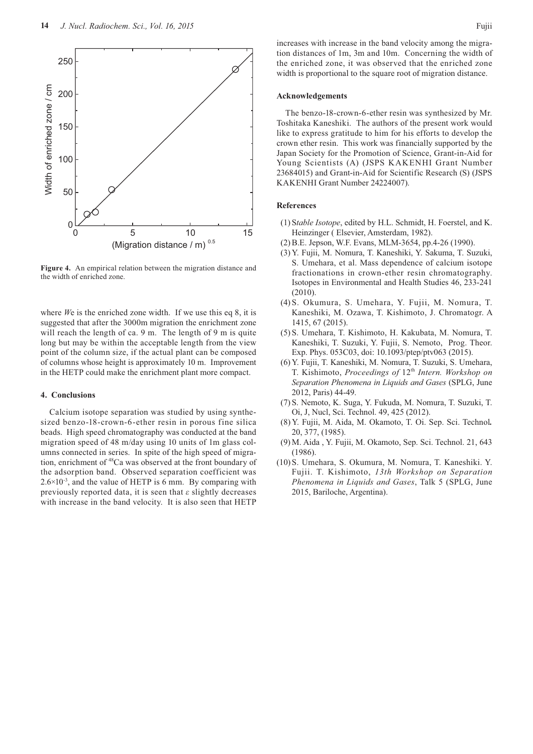250
200
150
100
50
0
0
5
10
15
Width of enriched zone / cm
(Migration distance / m) $^{0.5}$

**Figure 4.** An empirical relation between the migration distance and the width of enriched zone.

where *We* is the enriched zone width. If we use this eq 8, it is suggested that after the 3000m migration the enrichment zone will reach the length of ca. 9 m. The length of 9 m is quite long but may be within the acceptable length from the view point of the column size, if the actual plant can be composed of columns whose height is approximately 10 m. Improvement in the HETP could make the enrichment plant more compact.

## 4. Conclusions

Calcium isotope separation was studied by using synthesized benzo-18-crown-6-ether resin in porous fine silica beads. High speed chromatography was conducted at the band migration speed of 48 m/day using 10 units of 1m glass columns connected in series. In spite of the high speed of migration, enrichment of $^{48}$Ca was observed at the front boundary of the adsorption band. Observed separation coefficient was $2.6\times10^{-3}$, and the value of HETP is 6 mm. By comparing with previously reported data, it is seen that $\varepsilon$ slightly decreases with increase in the band velocity. It is also seen that HETP increases with increase in the band velocity among the migration distances of 1m, 3m and 10m. Concerning the width of the enriched zone, it was observed that the enriched zone width is proportional to the square root of migration distance.

### Acknowledgements

The benzo-18-crown-6-ether resin was synthesized by Mr. Toshitaka Kaneshiki. The authors of the present work would like to express gratitude to him for his efforts to develop the crown ether resin. This work was financially supported by the Japan Society for the Promotion of Science, Grant-in-Aid for Young Scientists (A) (JSPS KAKENHI Grant Number 23684015) and Grant-in-Aid for Scientific Research (S) (JSPS KAKENHI Grant Number 24224007).

### References

(1) S*table Isotope*, edited by H.L. Schmidt, H. Foerstel, and K. Heinzinger ( Elsevier, Amsterdam, 1982).
(2) B.E. Jepson, W.F. Evans, MLM-3654, pp.4-26 (1990).
(3) Y. Fujii, M. Nomura, T. Kaneshiki, Y. Sakuma, T. Suzuki, S. Umehara, et al. Mass dependence of calcium isotope fractionations in crown-ether resin chromatography. Isotopes in Environmental and Health Studies 46, 233-241 (2010).
(4) S. Okumura, S. Umehara, Y. Fujii, M. Nomura, T. Kaneshiki, M. Ozawa, T. Kishimoto, J. Chromatogr. A 1415, 67 (2015).
(5) S. Umehara, T. Kishimoto, H. Kakubata, M. Nomura, T. Kaneshiki, T. Suzuki, Y. Fujii, S. Nemoto, Prog. Theor. Exp. Phys. 053C03, doi: 10.1093/ptep/ptv063 (2015).
(6) Y. Fujii, T. Kaneshiki, M. Nomura, T. Suzuki, S. Umehara, T. Kishimoto, *Proceedings of* 12$^{th}$ *Intern. Workshop on Separation Phenomena in Liquids and Gases* (SPLG, June 2012, Paris) 44-49.
(7) S. Nemoto, K. Suga, Y. Fukuda, M. Nomura, T. Suzuki, T. Oi, J, Nucl, Sci. Technol. 49, 425 (2012).
(8) Y. Fujii, M. Aida, M. Okamoto, T. Oi. Sep. Sci. Technol**.** 20, 377, (1985).
(9) M. Aida , Y. Fujii, M. Okamoto, Sep. Sci. Technol. 21, 643 (1986).
(10) S. Umehara, S. Okumura, M. Nomura, T. Kaneshiki. Y. Fujii. T. Kishimoto, *13th Workshop on Separation Phenomena in Liquids and Gases*, Talk 5 (SPLG, June 2015, Bariloche, Argentina).